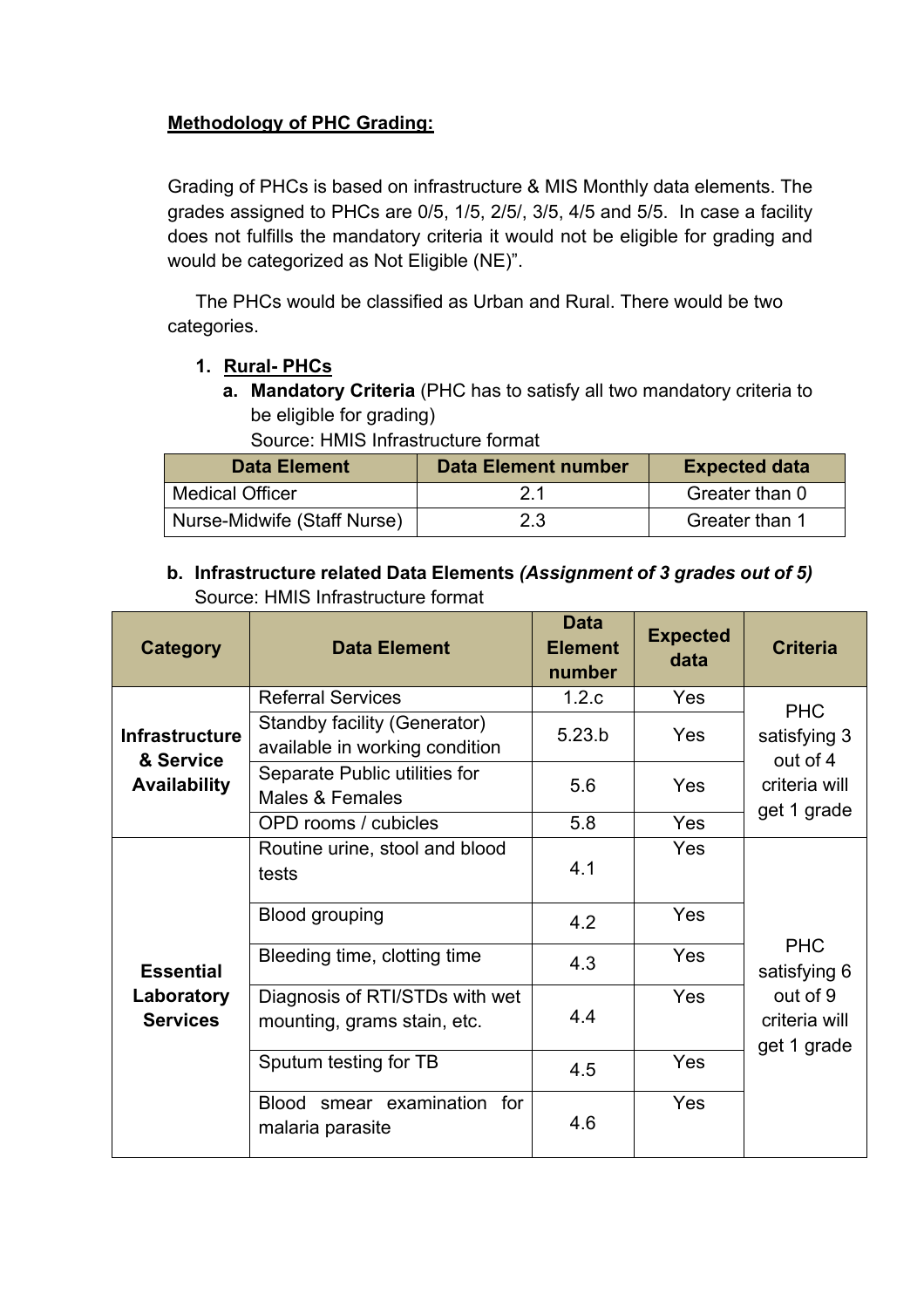**<u>Methodology of PHC Grading:</u>**

Grading of PHCs is based on infrastructure & MIS Monthly data elements. The grades assigned to PHCs are 0/5, 1/5, 2/5/, 3/5, 4/5 and 5/5. In case a facility does not fulfills the mandatory criteria it would not be eligible for grading and would be categorized as Not Eligible (NE)".

The PHCs would be classified as Urban and Rural. There would be two categories.

1. **<u>Rural- PHCs</u>**
   a. **Mandatory Criteria** (PHC has to satisfy all two mandatory criteria to be eligible for grading)
   Source: HMIS Infrastructure format

| Data Element | Data Element number | Expected data |
|---|---|---|
| Medical Officer | 2.1 | Greater than 0 |
| Nurse-Midwife (Staff Nurse) | 2.3 | Greater than 1 |

b. **Infrastructure related Data Elements *(Assignment of 3 grades out of 5)***
Source: HMIS Infrastructure format

| Category | Data Element | Data Element number | Expected data | Criteria |
|---|---|---|---|---|
| **Infrastructure & Service Availability** | Referral Services | 1.2.c | Yes | PHC satisfying 3 out of 4 criteria will get 1 grade |
| | Standby facility (Generator) available in working condition | 5.23.b | Yes | |
| | Separate Public utilities for Males & Females | 5.6 | Yes | |
| | OPD rooms / cubicles | 5.8 | Yes | |
| **Essential Laboratory Services** | Routine urine, stool and blood tests | 4.1 | Yes | PHC satisfying 6 out of 9 criteria will get 1 grade |
| | Blood grouping | 4.2 | Yes | |
| | Bleeding time, clotting time | 4.3 | Yes | |
| | Diagnosis of RTI/STDs with wet mounting, grams stain, etc. | 4.4 | Yes | |
| | Sputum testing for TB | 4.5 | Yes | |
| | Blood smear examination for malaria parasite | 4.6 | Yes | |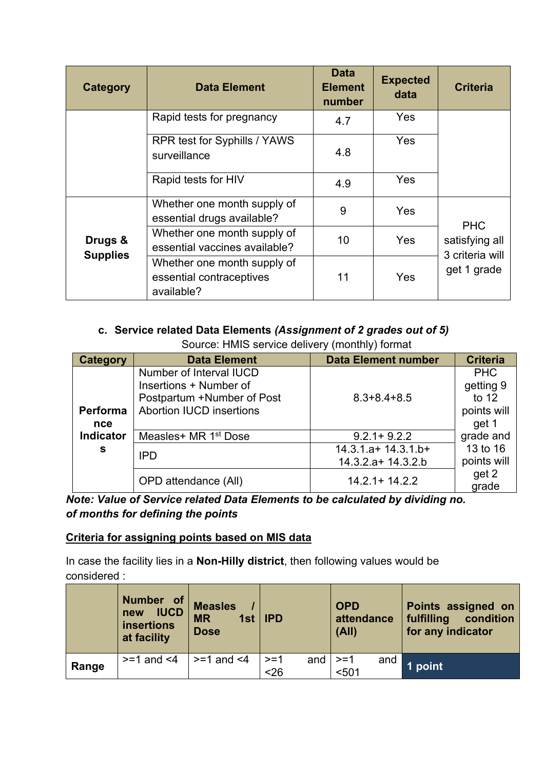| Category | Data Element | Data Element number | Expected data | Criteria |
|---|---|---|---|---|
| | Rapid tests for pregnancy | 4.7 | Yes | |
| | RPR test for Syphills / YAWS surveillance | 4.8 | Yes | |
| | Rapid tests for HIV | 4.9 | Yes | |
| **Drugs & Supplies** | Whether one month supply of essential drugs available? | 9 | Yes | PHC satisfying all 3 criteria will get 1 grade |
| | Whether one month supply of essential vaccines available? | 10 | Yes | |
| | Whether one month supply of essential contraceptives available? | 11 | Yes | |

c. **Service related Data Elements *(Assignment of 2 grades out of 5)***

Source: HMIS service delivery (monthly) format

| Category | Data Element | Data Element number | Criteria |
|---|---|---|---|
| **Performance Indicators** | Number of Interval IUCD Insertions + Number of Postpartum +Number of Post Abortion IUCD insertions | 8.3+8.4+8.5 | PHC getting 9 to 12 points will get 1 grade and 13 to 16 points will get 2 grade |
| | Measles+ MR 1st Dose | 9.2.1+ 9.2.2 | |
| | IPD | 14.3.1.a+ 14.3.1.b+ 14.3.2.a+ 14.3.2.b | |
| | OPD attendance (All) | 14.2.1+ 14.2.2 | |

***Note: Value of Service related Data Elements to be calculated by dividing no. of months for defining the points***

**Criteria for assigning points based on MIS data**

In case the facility lies in a **Non-Hilly district**, then following values would be considered :

| | Number of new IUCD insertions at facility | Measles / MR 1st Dose | IPD | OPD attendance (All) | Points assigned on fulfilling condition for any indicator |
|---|---|---|---|---|---|
| **Range** | >=1 and <4 | >=1 and <4 | >=1 and <26 | >=1 and <501 | **1 point** |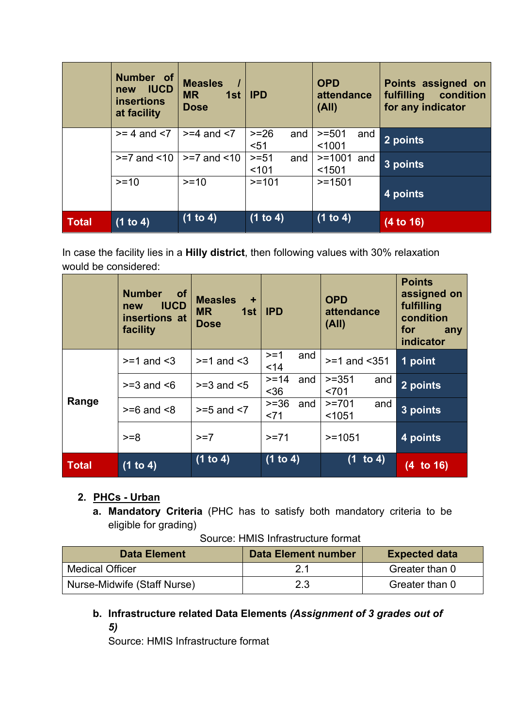| | Number of new IUCD insertions at facility | Measles / MR 1st Dose | IPD | OPD attendance (All) | Points assigned on fulfilling condition for any indicator |
|---|---|---|---|---|---|
| | >= 4 and <7 | >=4 and <7 | >=26 and <51 | >=501 and <1001 | 2 points |
| | >=7 and <10 | >=7 and <10 | >=51 and <101 | >=1001 and <1501 | 3 points |
| | >=10 | >=10 | >=101 | >=1501 | 4 points |
| **Total** | (1 to 4) | (1 to 4) | (1 to 4) | (1 to 4) | (4 to 16) |

In case the facility lies in a **Hilly district**, then following values with 30% relaxation would be considered:

| | Number of new IUCD insertions at facility | Measles + MR 1st Dose | IPD | OPD attendance (All) | Points assigned on fulfilling condition for any indicator |
|---|---|---|---|---|---|
| Range | >=1 and <3 | >=1 and <3 | >=1 and <14 | >=1 and <351 | 1 point |
| | >=3 and <6 | >=3 and <5 | >=14 and <36 | >=351 and <701 | 2 points |
| | >=6 and <8 | >=5 and <7 | >=36 and <71 | >=701 and <1051 | 3 points |
| | >=8 | >=7 | >=71 | >=1051 | 4 points |
| **Total** | (1 to 4) | (1 to 4) | (1 to 4) | (1 to 4) | (4 to 16) |

2. **PHCs - Urban**
   a. **Mandatory Criteria** (PHC has to satisfy both mandatory criteria to be eligible for grading)

Source: HMIS Infrastructure format

| Data Element | Data Element number | Expected data |
|---|---|---|
| Medical Officer | 2.1 | Greater than 0 |
| Nurse-Midwife (Staff Nurse) | 2.3 | Greater than 0 |

   b. **Infrastructure related Data Elements *(Assignment of 3 grades out of 5)***
      Source: HMIS Infrastructure format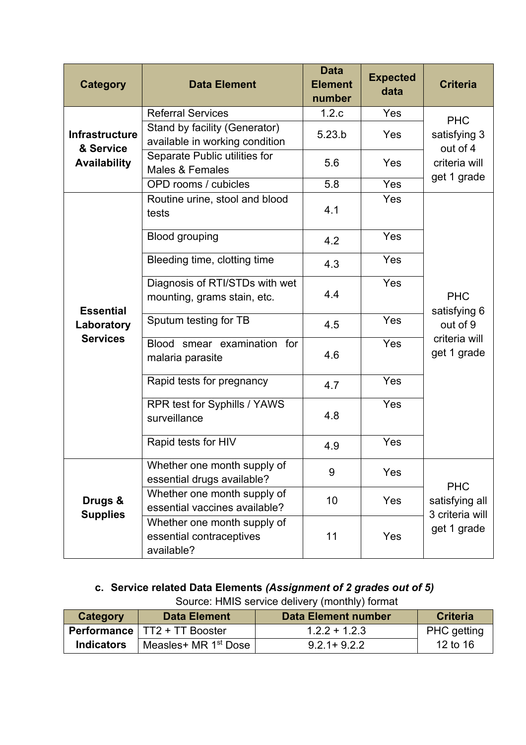| Category | Data Element | Data Element number | Expected data | Criteria |
|---|---|---|---|---|
| Infrastructure & Service Availability | Referral Services | 1.2.c | Yes | PHC satisfying 3 out of 4 criteria will get 1 grade |
| | Stand by facility (Generator) available in working condition | 5.23.b | Yes | |
| | Separate Public utilities for Males & Females | 5.6 | Yes | |
| | OPD rooms / cubicles | 5.8 | Yes | |
| Essential Laboratory Services | Routine urine, stool and blood tests | 4.1 | Yes | PHC satisfying 6 out of 9 criteria will get 1 grade |
| | Blood grouping | 4.2 | Yes | |
| | Bleeding time, clotting time | 4.3 | Yes | |
| | Diagnosis of RTI/STDs with wet mounting, grams stain, etc. | 4.4 | Yes | |
| | Sputum testing for TB | 4.5 | Yes | |
| | Blood smear examination for malaria parasite | 4.6 | Yes | |
| | Rapid tests for pregnancy | 4.7 | Yes | |
| | RPR test for Syphills / YAWS surveillance | 4.8 | Yes | |
| | Rapid tests for HIV | 4.9 | Yes | |
| Drugs & Supplies | Whether one month supply of essential drugs available? | 9 | Yes | PHC satisfying all 3 criteria will get 1 grade |
| | Whether one month supply of essential vaccines available? | 10 | Yes | |
| | Whether one month supply of essential contraceptives available? | 11 | Yes | |

c. **Service related Data Elements *(Assignment of 2 grades out of 5)***

Source: HMIS service delivery (monthly) format

| Category | Data Element | Data Element number | Criteria |
|---|---|---|---|
| Performance Indicators | TT2 + TT Booster | 1.2.2 + 1.2.3 | PHC getting 12 to 16 |
| | Measles+ MR 1st Dose | 9.2.1+ 9.2.2 | |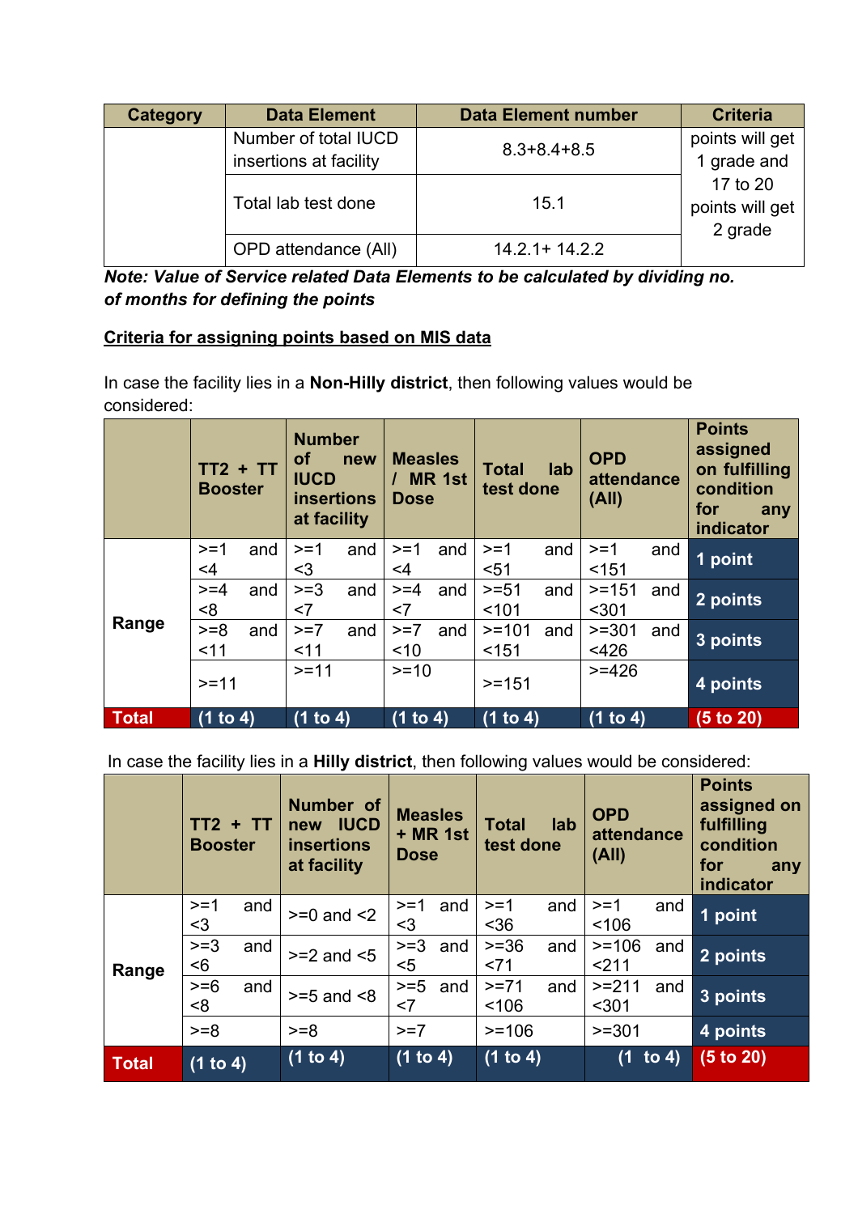| Category | Data Element | Data Element number | Criteria |
|---|---|---|---|
| | Number of total IUCD insertions at facility | 8.3+8.4+8.5 | points will get 1 grade and 17 to 20 points will get 2 grade |
| | Total lab test done | 15.1 | |
| | OPD attendance (All) | 14.2.1+ 14.2.2 | |

***Note: Value of Service related Data Elements to be calculated by dividing no. of months for defining the points***

**<u>Criteria for assigning points based on MIS data</u>**

In case the facility lies in a **Non-Hilly district**, then following values would be considered:

| | TT2 + TT Booster | Number of new IUCD insertions at facility | Measles / MR 1st Dose | Total lab test done | OPD attendance (All) | Points assigned on fulfilling condition for any indicator |
|---|---|---|---|---|---|---|
| Range | >=1 and <4 | >=1 and <3 | >=1 and <4 | >=1 and <51 | >=1 and <151 | 1 point |
| | >=4 and <8 | >=3 and <7 | >=4 and <7 | >=51 and <101 | >=151 and <301 | 2 points |
| | >=8 and <11 | >=7 and <11 | >=7 and <10 | >=101 and <151 | >=301 and <426 | 3 points |
| | >=11 | >=11 | >=10 | >=151 | >=426 | 4 points |
| **Total** | **(1 to 4)** | **(1 to 4)** | **(1 to 4)** | **(1 to 4)** | **(1 to 4)** | **(5 to 20)** |

In case the facility lies in a **Hilly district**, then following values would be considered:

| | TT2 + TT Booster | Number of new IUCD insertions at facility | Measles + MR 1st Dose | Total lab test done | OPD attendance (All) | Points assigned on fulfilling condition for any indicator |
|---|---|---|---|---|---|---|
| Range | >=1 and <3 | >=0 and <2 | >=1 and <3 | >=1 and <36 | >=1 and <106 | 1 point |
| | >=3 and <6 | >=2 and <5 | >=3 and <5 | >=36 and <71 | >=106 and <211 | 2 points |
| | >=6 and <8 | >=5 and <8 | >=5 and <7 | >=71 and <106 | >=211 and <301 | 3 points |
| | >=8 | >=8 | >=7 | >=106 | >=301 | 4 points |
| **Total** | **(1 to 4)** | **(1 to 4)** | **(1 to 4)** | **(1 to 4)** | **(1 to 4)** | **(5 to 20)** |